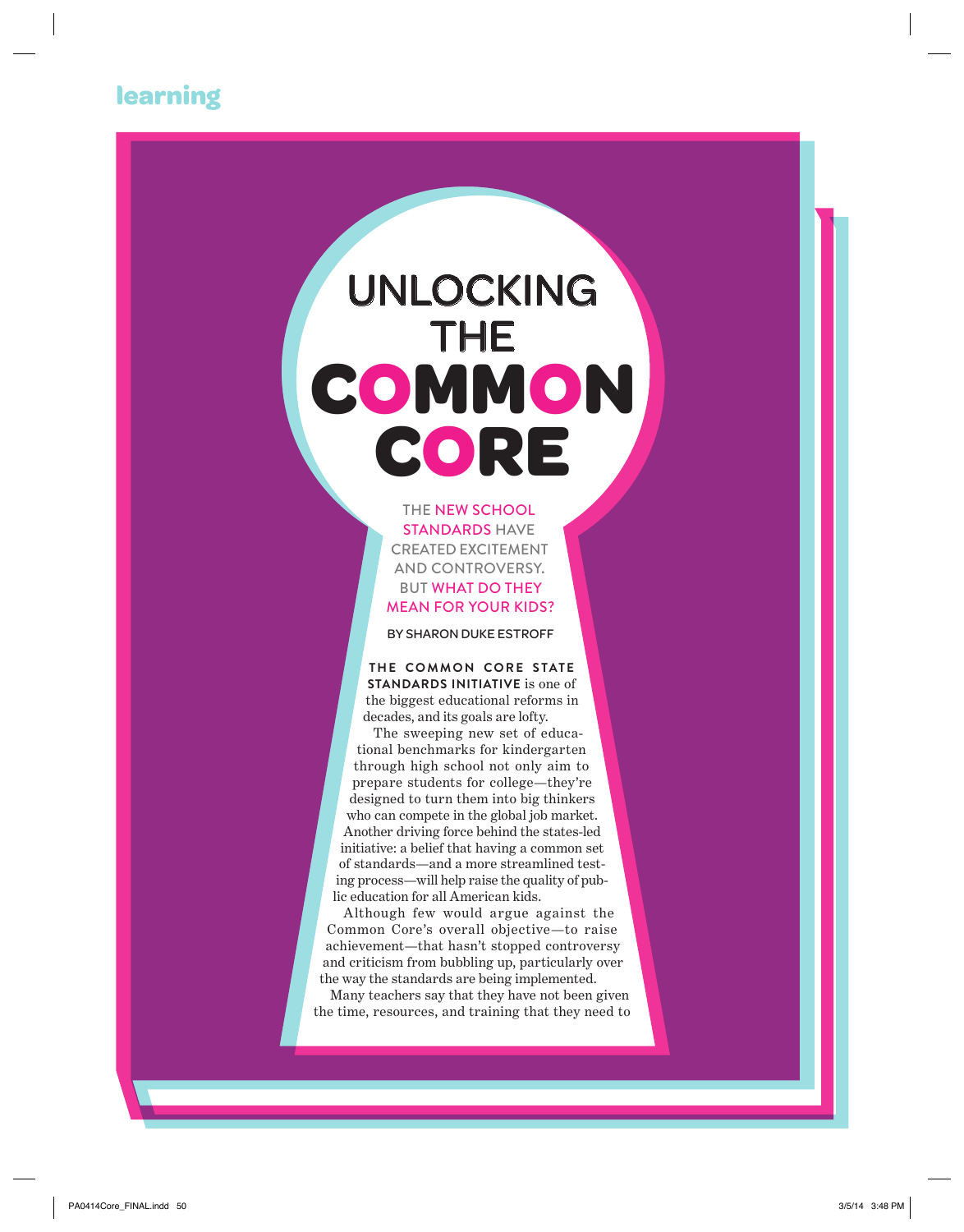learning

# UNLOCKING THE COMMON CORE

THE NEW SCHOOL STANDARDS HAVE CREATED EXCITEMENT AND CONTROVERSY. BUT WHAT DO THEY MEAN FOR YOUR KIDS?

BY SHARON DUKE ESTROFF

**THE COMMON CORE STATE STANDARDS INITIATIVE** is one of the biggest educational reforms in decades, and its goals are lofty.

The sweeping new set of educational benchmarks for kindergarten through high school not only aim to prepare students for college—they're designed to turn them into big thinkers who can compete in the global job market. Another driving force behind the states-led initiative: a belief that having a common set of standards—and a more streamlined testing process—will help raise the quality of public education for all American kids.

Although few would argue against the Common Core's overall objective—to raise achievement—that hasn't stopped controversy and criticism from bubbling up, particularly over the way the standards are being implemented.

Many teachers say that they have not been given the time, resources, and training that they need to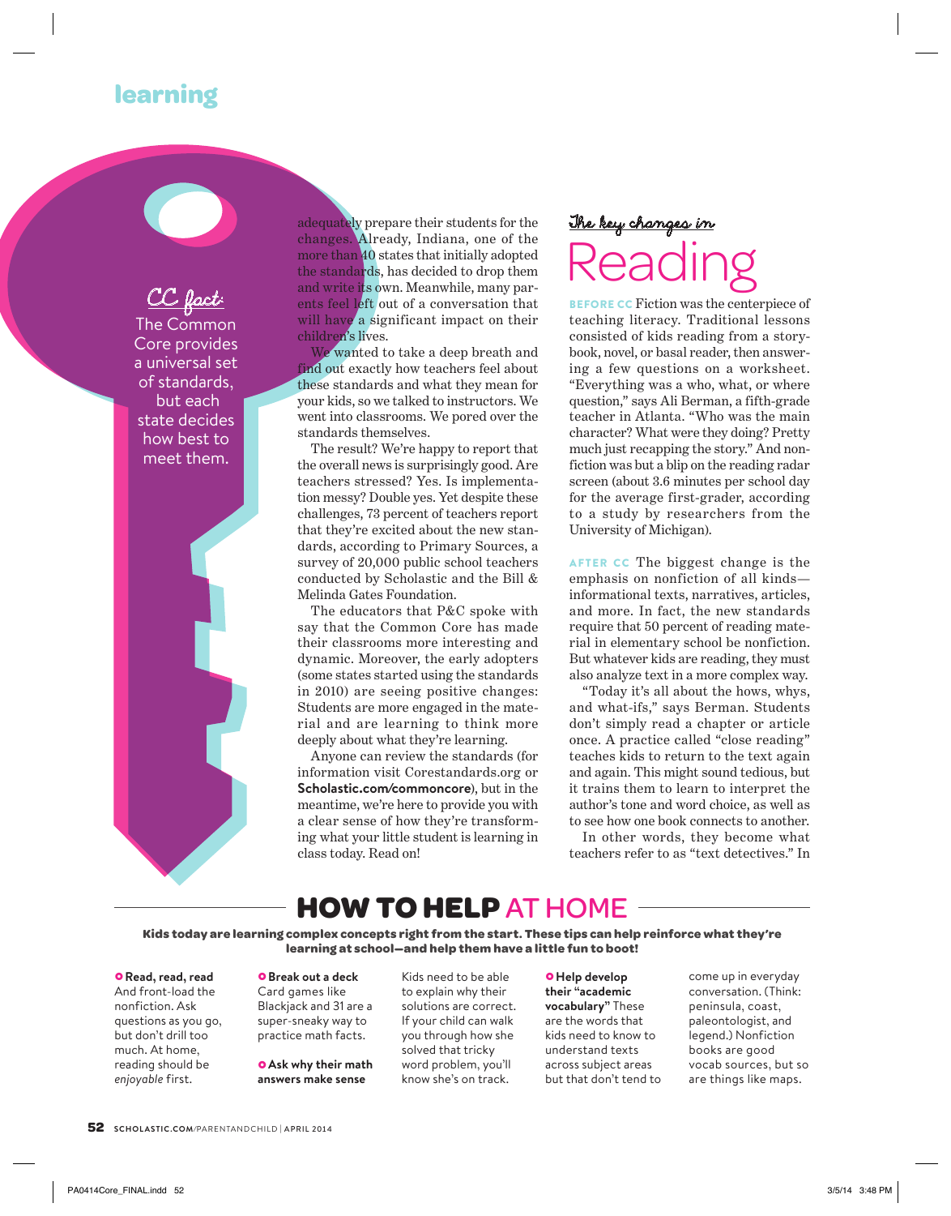CC fact: The Common Core provides a universal set of standards, but each state decides how best to meet them.

adequately prepare their students for the changes. Already, Indiana, one of the more than 40 states that initially adopted the standards, has decided to drop them and write its own. Meanwhile, many parents feel left out of a conversation that will have a significant impact on their children's lives.

We wanted to take a deep breath and find out exactly how teachers feel about these standards and what they mean for your kids, so we talked to instructors. We went into classrooms. We pored over the standards themselves.

The result? We're happy to report that the overall news is surprisingly good. Are teachers stressed? Yes. Is implementation messy? Double yes. Yet despite these challenges, 73 percent of teachers report that they're excited about the new standards, according to Primary Sources, a survey of 20,000 public school teachers conducted by Scholastic and the Bill & Melinda Gates Foundation.

The educators that P&C spoke with say that the Common Core has made their classrooms more interesting and dynamic. Moreover, the early adopters (some states started using the standards in 2010) are seeing positive changes: Students are more engaged in the material and are learning to think more deeply about what they're learning.

Anyone can review the standards (for information visit Corestandards.org or **Scholastic.com/commoncore**), but in the meantime, we're here to provide you with a clear sense of how they're transforming what your little student is learning in class today. Read on!

## The key changes in Reading

**BEFORE CC** Fiction was the centerpiece of teaching literacy. Traditional lessons consisted of kids reading from a storybook, novel, or basal reader, then answering a few questions on a worksheet. "Everything was a who, what, or where question," says Ali Berman, a fifth-grade teacher in Atlanta. "Who was the main character? What were they doing? Pretty much just recapping the story." And nonfiction was but a blip on the reading radar screen (about 3.6 minutes per school day for the average first-grader, according to a study by researchers from the University of Michigan).

**AFTER CC** The biggest change is the emphasis on nonfiction of all kinds—informational texts, narratives, articles, and more. In fact, the new standards require that 50 percent of reading material in elementary school be nonfiction. But whatever kids are reading, they must also analyze text in a more complex way.

"Today it's all about the hows, whys, and what-ifs," says Berman. Students don't simply read a chapter or article once. A practice called "close reading" teaches kids to return to the text again and again. This might sound tedious, but it trains them to learn to interpret the author's tone and word choice, as well as to see how one book connects to another.

In other words, they become what teachers refer to as "text detectives." In

## HOW TO HELP AT HOME

**Kids today are learning complex concepts right from the start. These tips can help reinforce what they're learning at school—and help them have a little fun to boot!**

- **Read, read, read** And front-load the nonfiction. Ask questions as you go, but don't drill too much. At home, reading should be *enjoyable* first.
- **Break out a deck** Card games like Blackjack and 31 are a super-sneaky way to practice math facts.
- **Ask why their math answers make sense** Kids need to be able to explain why their solutions are correct. If your child can walk you through how she solved that tricky word problem, you'll know she's on track.
- **Help develop their "academic vocabulary"** These are the words that kids need to know to understand texts across subject areas but that don't tend to come up in everyday conversation. (Think: peninsula, coast, paleontologist, and legend.) Nonfiction books are good vocab sources, but so are things like maps.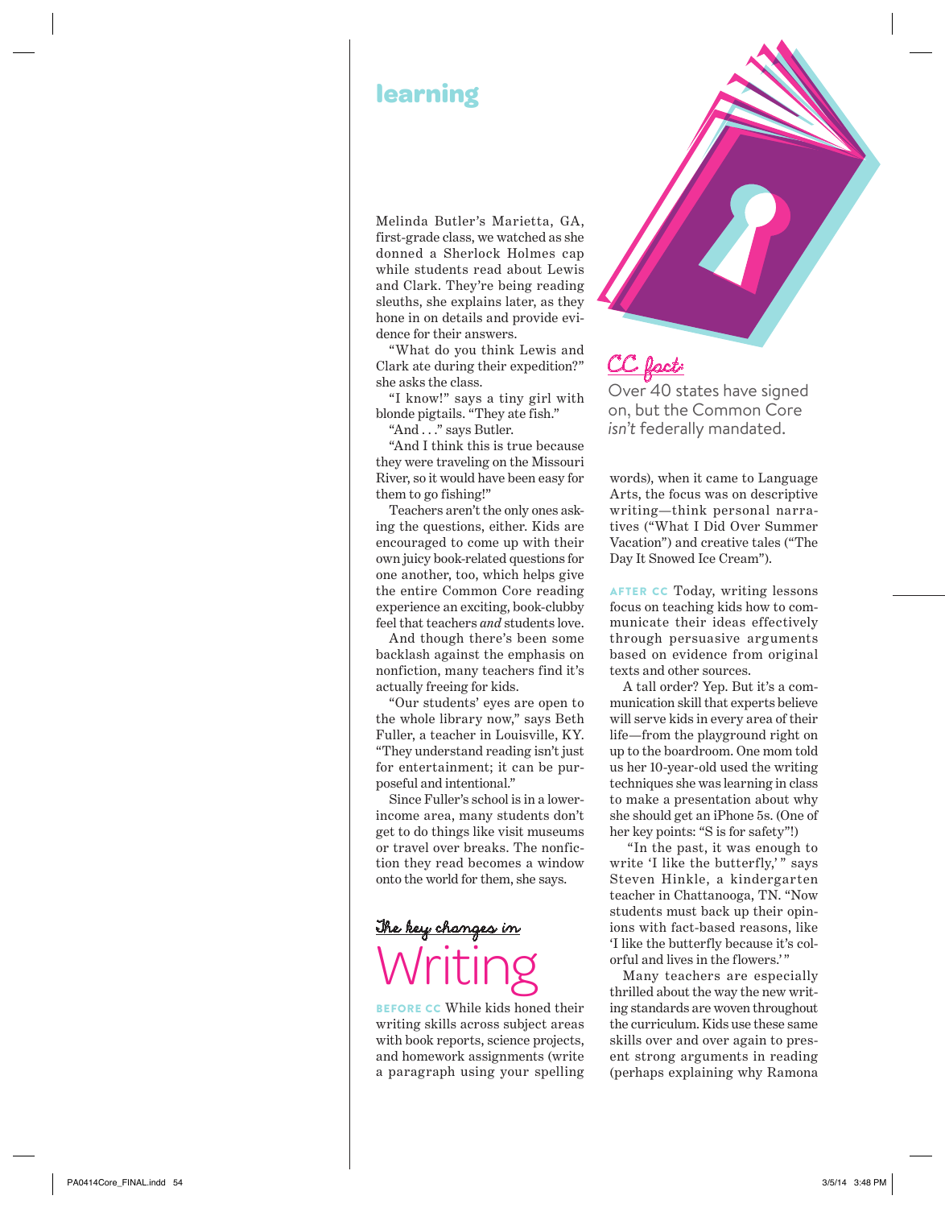Melinda Butler's Marietta, GA, first-grade class, we watched as she donned a Sherlock Holmes cap while students read about Lewis and Clark. They're being reading sleuths, she explains later, as they hone in on details and provide evidence for their answers.

"What do you think Lewis and Clark ate during their expedition?" she asks the class.

"I know!" says a tiny girl with blonde pigtails. "They ate fish."

"And . . ." says Butler.

"And I think this is true because they were traveling on the Missouri River, so it would have been easy for them to go fishing!"

Teachers aren't the only ones asking the questions, either. Kids are encouraged to come up with their own juicy book-related questions for one another, too, which helps give the entire Common Core reading experience an exciting, book-clubby feel that teachers *and* students love.

And though there's been some backlash against the emphasis on nonfiction, many teachers find it's actually freeing for kids.

"Our students' eyes are open to the whole library now," says Beth Fuller, a teacher in Louisville, KY. "They understand reading isn't just for entertainment; it can be purposeful and intentional."

Since Fuller's school is in a lower-income area, many students don't get to do things like visit museums or travel over breaks. The nonfiction they read becomes a window onto the world for them, she says.

## The key changes in Writing

**BEFORE CC** While kids honed their writing skills across subject areas with book reports, science projects, and homework assignments (write a paragraph using your spelling words), when it came to Language Arts, the focus was on descriptive writing—think personal narratives ("What I Did Over Summer Vacation") and creative tales ("The Day It Snowed Ice Cream").

**AFTER CC** Today, writing lessons focus on teaching kids how to communicate their ideas effectively through persuasive arguments based on evidence from original texts and other sources.

A tall order? Yep. But it's a communication skill that experts believe will serve kids in every area of their life—from the playground right on up to the boardroom. One mom told us her 10-year-old used the writing techniques she was learning in class to make a presentation about why she should get an iPhone 5s. (One of her key points: "S is for safety"!)

"In the past, it was enough to write 'I like the butterfly,'" says Steven Hinkle, a kindergarten teacher in Chattanooga, TN. "Now students must back up their opinions with fact-based reasons, like 'I like the butterfly because it's colorful and lives in the flowers.'"

Many teachers are especially thrilled about the way the new writing standards are woven throughout the curriculum. Kids use these same skills over and over again to present strong arguments in reading (perhaps explaining why Ramona

**CC fact:** Over 40 states have signed on, but the Common Core *isn't* federally mandated.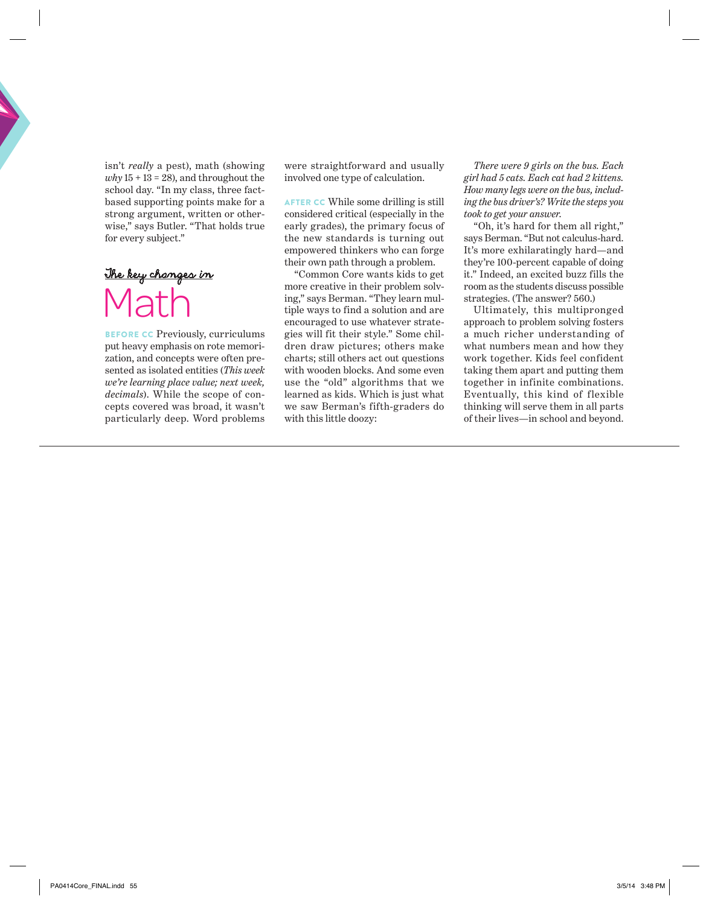isn't *really* a pest), math (showing *why* 15 + 13 = 28), and throughout the school day. "In my class, three fact-based supporting points make for a strong argument, written or otherwise," says Butler. "That holds true for every subject."

## The key changes in Math

**BEFORE CC** Previously, curriculums put heavy emphasis on rote memorization, and concepts were often presented as isolated entities (*This week we're learning place value; next week, decimals*). While the scope of concepts covered was broad, it wasn't particularly deep. Word problems were straightforward and usually involved one type of calculation.

**AFTER CC** While some drilling is still considered critical (especially in the early grades), the primary focus of the new standards is turning out empowered thinkers who can forge their own path through a problem.

"Common Core wants kids to get more creative in their problem solving," says Berman. "They learn multiple ways to find a solution and are encouraged to use whatever strategies will fit their style." Some children draw pictures; others make charts; still others act out questions with wooden blocks. And some even use the "old" algorithms that we learned as kids. Which is just what we saw Berman's fifth-graders do with this little doozy:

*There were 9 girls on the bus. Each girl had 5 cats. Each cat had 2 kittens. How many legs were on the bus, including the bus driver's? Write the steps you took to get your answer.*

"Oh, it's hard for them all right," says Berman. "But not calculus-hard. It's more exhilaratingly hard—and they're 100-percent capable of doing it." Indeed, an excited buzz fills the room as the students discuss possible strategies. (The answer? 560.)

Ultimately, this multipronged approach to problem solving fosters a much richer understanding of what numbers mean and how they work together. Kids feel confident taking them apart and putting them together in infinite combinations. Eventually, this kind of flexible thinking will serve them in all parts of their lives—in school and beyond.